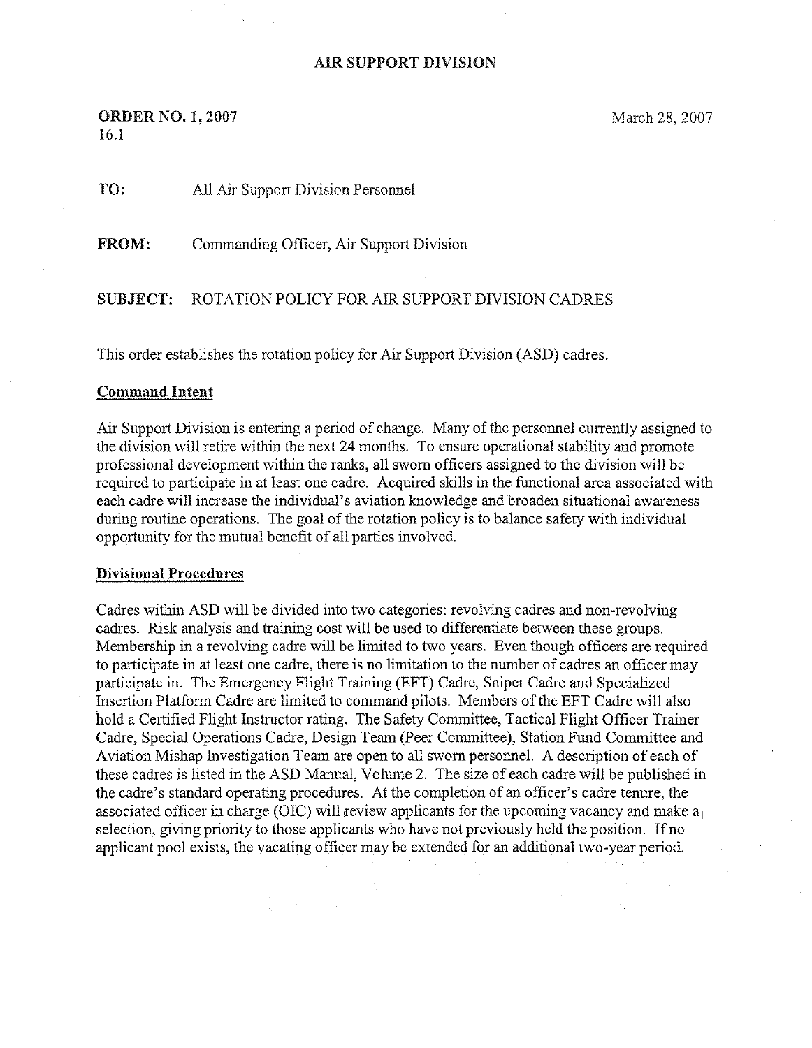# AIR SUPPORT DIVISION

**ORDER NO. 1, 2007**
16.1

March 28, 2007

**TO:** All Air Support Division Personnel

**FROM:** Commanding Officer, Air Support Division

**SUBJECT:** ROTATION POLICY FOR AIR SUPPORT DIVISION CADRES

This order establishes the rotation policy for Air Support Division (ASD) cadres.

## Command Intent

Air Support Division is entering a period of change. Many of the personnel currently assigned to the division will retire within the next 24 months. To ensure operational stability and promote professional development within the ranks, all sworn officers assigned to the division will be required to participate in at least one cadre. Acquired skills in the functional area associated with each cadre will increase the individual's aviation knowledge and broaden situational awareness during routine operations. The goal of the rotation policy is to balance safety with individual opportunity for the mutual benefit of all parties involved.

## Divisional Procedures

Cadres within ASD will be divided into two categories: revolving cadres and non-revolving cadres. Risk analysis and training cost will be used to differentiate between these groups. Membership in a revolving cadre will be limited to two years. Even though officers are required to participate in at least one cadre, there is no limitation to the number of cadres an officer may participate in. The Emergency Flight Training (EFT) Cadre, Sniper Cadre and Specialized Insertion Platform Cadre are limited to command pilots. Members of the EFT Cadre will also hold a Certified Flight Instructor rating. The Safety Committee, Tactical Flight Officer Trainer Cadre, Special Operations Cadre, Design Team (Peer Committee), Station Fund Committee and Aviation Mishap Investigation Team are open to all sworn personnel. A description of each of these cadres is listed in the ASD Manual, Volume 2. The size of each cadre will be published in the cadre's standard operating procedures. At the completion of an officer's cadre tenure, the associated officer in charge (OIC) will review applicants for the upcoming vacancy and make a selection, giving priority to those applicants who have not previously held the position. If no applicant pool exists, the vacating officer may be extended for an additional two-year period.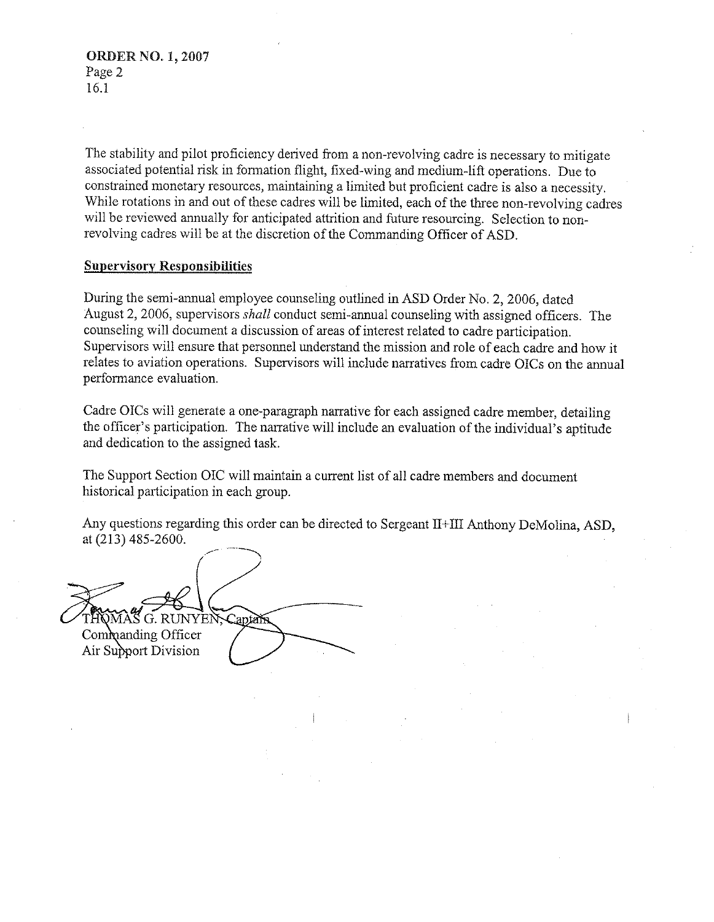The stability and pilot proficiency derived from a non-revolving cadre is necessary to mitigate associated potential risk in formation flight, fixed-wing and medium-lift operations. Due to constrained monetary resources, maintaining a limited but proficient cadre is also a necessity. While rotations in and out of these cadres will be limited, each of the three non-revolving cadres will be reviewed annually for anticipated attrition and future resourcing. Selection to non-revolving cadres will be at the discretion of the Commanding Officer of ASD.

**Supervisory Responsibilities**

During the semi-annual employee counseling outlined in ASD Order No. 2, 2006, dated August 2, 2006, supervisors *shall* conduct semi-annual counseling with assigned officers. The counseling will document a discussion of areas of interest related to cadre participation. Supervisors will ensure that personnel understand the mission and role of each cadre and how it relates to aviation operations. Supervisors will include narratives from cadre OICs on the annual performance evaluation.

Cadre OICs will generate a one-paragraph narrative for each assigned cadre member, detailing the officer's participation. The narrative will include an evaluation of the individual's aptitude and dedication to the assigned task.

The Support Section OIC will maintain a current list of all cadre members and document historical participation in each group.

Any questions regarding this order can be directed to Sergeant II+III Anthony DeMolina, ASD, at (213) 485-2600.

THOMAS G. RUNYEN, Captain
Commanding Officer
Air Support Division